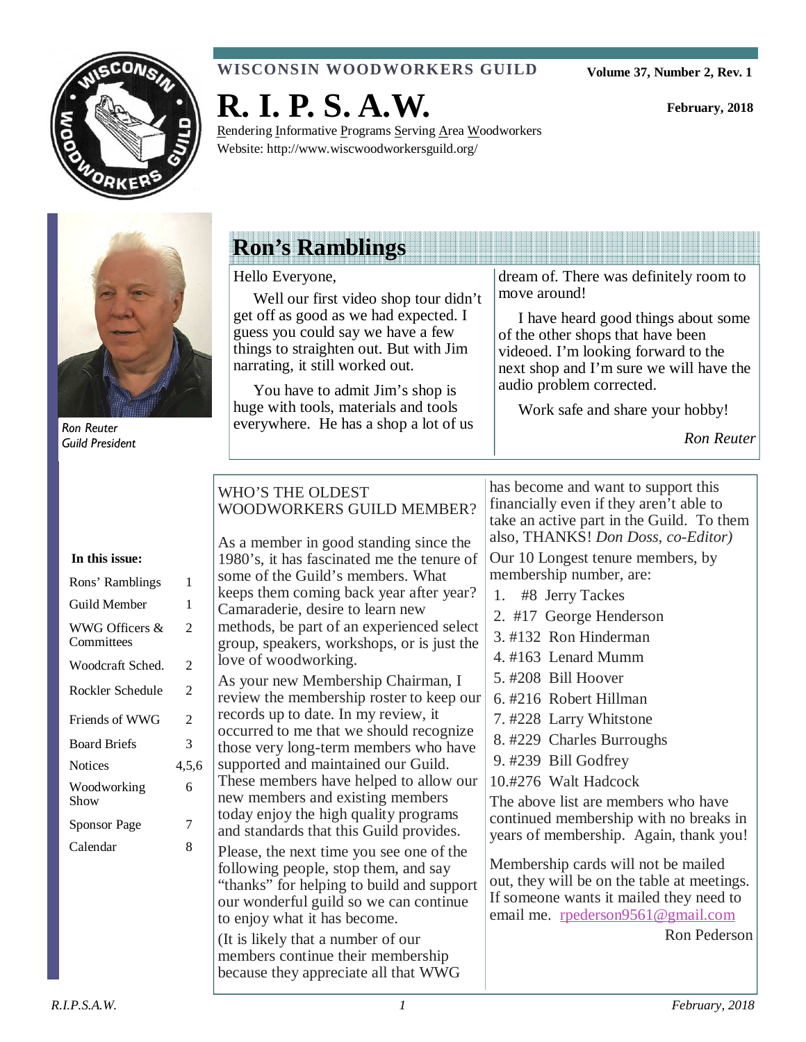WISCONSIN WOODWORKERS GUILD

Volume 37, Number 2, Rev. 1

# R. I. P. S. A.W.

February, 2018

Rendering Informative Programs Serving Area Woodworkers
Website: http://www.wiscwoodworkersguild.org/

*Ron Reuter*
*Guild President*

**In this issue:**

| | |
|---|---|
| Rons' Ramblings | 1 |
| Guild Member | 1 |
| WWG Officers & Committees | 2 |
| Woodcraft Sched. | 2 |
| Rockler Schedule | 2 |
| Friends of WWG | 2 |
| Board Briefs | 3 |
| Notices | 4,5,6 |
| Woodworking Show | 6 |
| Sponsor Page | 7 |
| Calendar | 8 |

## Ron's Ramblings

Hello Everyone,

Well our first video shop tour didn't get off as good as we had expected. I guess you could say we have a few things to straighten out. But with Jim narrating, it still worked out.

You have to admit Jim's shop is huge with tools, materials and tools everywhere. He has a shop a lot of us dream of. There was definitely room to move around!

I have heard good things about some of the other shops that have been videoed. I'm looking forward to the next shop and I'm sure we will have the audio problem corrected.

Work safe and share your hobby!

*Ron Reuter*

## WHO'S THE OLDEST WOODWORKERS GUILD MEMBER?

As a member in good standing since the 1980's, it has fascinated me the tenure of some of the Guild's members. What keeps them coming back year after year? Camaraderie, desire to learn new methods, be part of an experienced select group, speakers, workshops, or is just the love of woodworking.

As your new Membership Chairman, I review the membership roster to keep our records up to date. In my review, it occurred to me that we should recognize those very long-term members who have supported and maintained our Guild. These members have helped to allow our new members and existing members today enjoy the high quality programs and standards that this Guild provides.

Please, the next time you see one of the following people, stop them, and say "thanks" for helping to build and support our wonderful guild so we can continue to enjoy what it has become.

(It is likely that a number of our members continue their membership because they appreciate all that WWG has become and want to support this financially even if they aren't able to take an active part in the Guild. To them also, THANKS! *Don Doss, co-Editor)*

Our 10 Longest tenure members, by membership number, are:

1. #8 Jerry Tackes
2. #17 George Henderson
3. #132 Ron Hinderman
4. #163 Lenard Mumm
5. #208 Bill Hoover
6. #216 Robert Hillman
7. #228 Larry Whitstone
8. #229 Charles Burroughs
9. #239 Bill Godfrey
10. #276 Walt Hadcock

The above list are members who have continued membership with no breaks in years of membership. Again, thank you!

Membership cards will not be mailed out, they will be on the table at meetings. If someone wants it mailed they need to email me. rpederson9561@gmail.com

Ron Pederson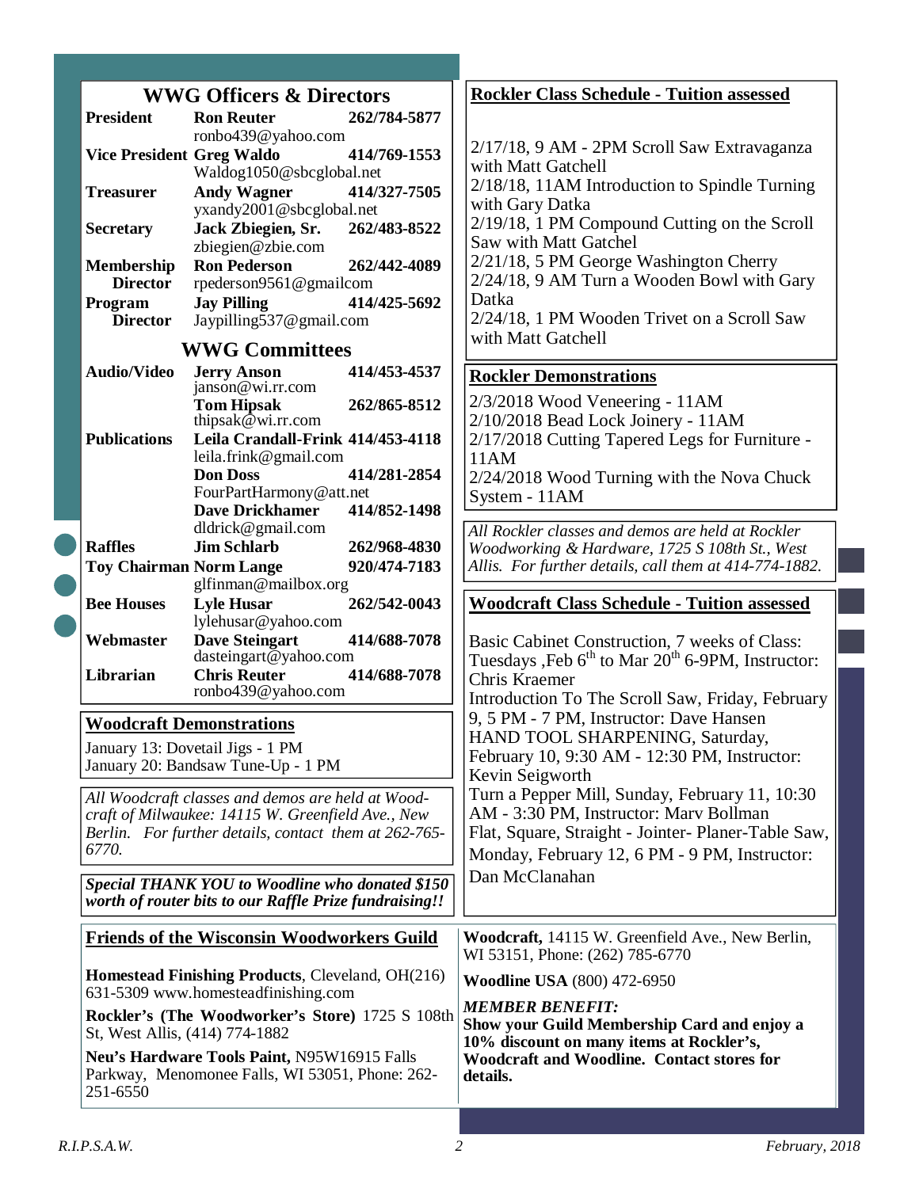## WWG Officers & Directors

| | | |
|---|---|---|
| **President** | **Ron Reuter** ronbo439@yahoo.com | **262/784-5877** |
| **Vice President** | **Greg Waldo** Waldog1050@sbcglobal.net | **414/769-1553** |
| **Treasurer** | **Andy Wagner** yxandy2001@sbcglobal.net | **414/327-7505** |
| **Secretary** | **Jack Zbiegien, Sr.** zbiegien@zbie.com | **262/483-8522** |
| **Membership Director** | **Ron Pederson** rpederson9561@gmailcom | **262/442-4089** |
| **Program Director** | **Jay Pilling** Jaypilling537@gmail.com | **414/425-5692** |

## WWG Committees

| | | |
|---|---|---|
| **Audio/Video** | **Jerry Anson** janson@wi.rr.com | **414/453-4537** |
| | **Tom Hipsak** thipsak@wi.rr.com | **262/865-8512** |
| **Publications** | **Leila Crandall-Frink** leila.frink@gmail.com | **414/453-4118** |
| | **Don Doss** FourPartHarmony@att.net | **414/281-2854** |
| | **Dave Drickhamer** dldrick@gmail.com | **414/852-1498** |
| **Raffles** | **Jim Schlarb** | **262/968-4830** |
| **Toy Chairman** | **Norm Lange** glfinman@mailbox.org | **920/474-7183** |
| **Bee Houses** | **Lyle Husar** lylehusar@yahoo.com | **262/542-0043** |
| **Webmaster** | **Dave Steingart** dasteingart@yahoo.com | **414/688-7078** |
| **Librarian** | **Chris Reuter** ronbo439@yahoo.com | **414/688-7078** |

## Woodcraft Demonstrations

January 13: Dovetail Jigs - 1 PM
January 20: Bandsaw Tune-Up - 1 PM

*All Woodcraft classes and demos are held at Woodcraft of Milwaukee: 14115 W. Greenfield Ave., New Berlin. For further details, contact them at 262-765-6770.*

***Special THANK YOU to Woodline who donated $150 worth of router bits to our Raffle Prize fundraising!!***

## Rockler Class Schedule - Tuition assessed

2/17/18, 9 AM - 2PM Scroll Saw Extravaganza with Matt Gatchell
2/18/18, 11AM Introduction to Spindle Turning with Gary Datka
2/19/18, 1 PM Compound Cutting on the Scroll Saw with Matt Gatchel
2/21/18, 5 PM George Washington Cherry
2/24/18, 9 AM Turn a Wooden Bowl with Gary Datka
2/24/18, 1 PM Wooden Trivet on a Scroll Saw with Matt Gatchell

## Rockler Demonstrations

2/3/2018 Wood Veneering - 11AM
2/10/2018 Bead Lock Joinery - 11AM
2/17/2018 Cutting Tapered Legs for Furniture - 11AM
2/24/2018 Wood Turning with the Nova Chuck System - 11AM

*All Rockler classes and demos are held at Rockler Woodworking & Hardware, 1725 S 108th St., West Allis. For further details, call them at 414-774-1882.*

## Woodcraft Class Schedule - Tuition assessed

Basic Cabinet Construction, 7 weeks of Class: Tuesdays ,Feb 6th to Mar 20th 6-9PM, Instructor: Chris Kraemer
Introduction To The Scroll Saw, Friday, February 9, 5 PM - 7 PM, Instructor: Dave Hansen
HAND TOOL SHARPENING, Saturday, February 10, 9:30 AM - 12:30 PM, Instructor: Kevin Seigworth
Turn a Pepper Mill, Sunday, February 11, 10:30 AM - 3:30 PM, Instructor: Marv Bollman
Flat, Square, Straight - Jointer- Planer-Table Saw, Monday, February 12, 6 PM - 9 PM, Instructor: Dan McClanahan

## Friends of the Wisconsin Woodworkers Guild

**Homestead Finishing Products**, Cleveland, OH(216) 631-5309 www.homesteadfinishing.com

**Rockler's (The Woodworker's Store)** 1725 S 108th St, West Allis, (414) 774-1882

**Neu's Hardware Tools Paint,** N95W16915 Falls Parkway, Menomonee Falls, WI 53051, Phone: 262-251-6550

**Woodcraft,** 14115 W. Greenfield Ave., New Berlin, WI 53151, Phone: (262) 785-6770

**Woodline USA** (800) 472-6950

***MEMBER BENEFIT:***
**Show your Guild Membership Card and enjoy a 10% discount on many items at Rockler's, Woodcraft and Woodline. Contact stores for details.**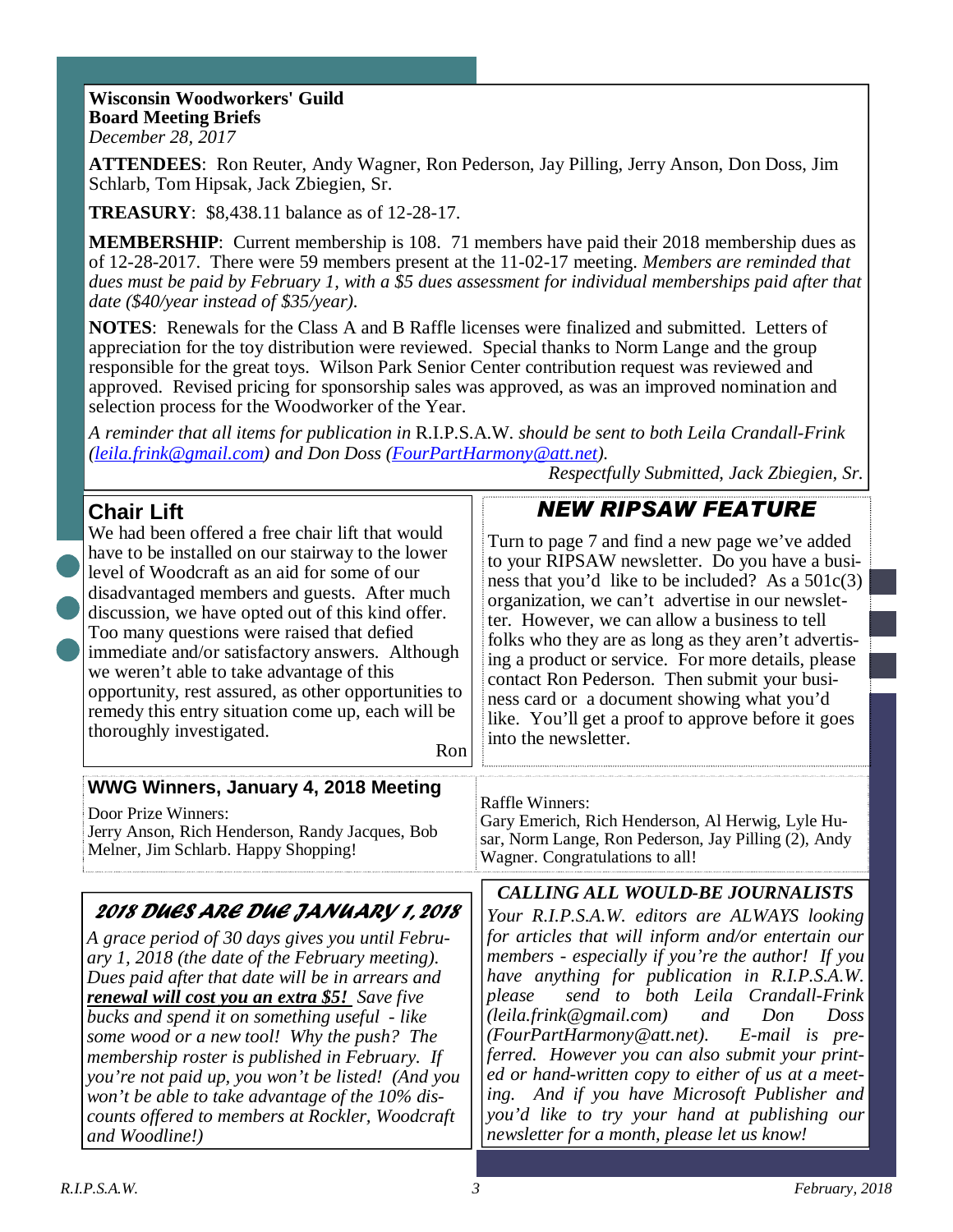**Wisconsin Woodworkers' Guild**
**Board Meeting Briefs**
*December 28, 2017*

**ATTENDEES**: Ron Reuter, Andy Wagner, Ron Pederson, Jay Pilling, Jerry Anson, Don Doss, Jim Schlarb, Tom Hipsak, Jack Zbiegien, Sr.

**TREASURY**: $8,438.11 balance as of 12-28-17.

**MEMBERSHIP**: Current membership is 108. 71 members have paid their 2018 membership dues as of 12-28-2017. There were 59 members present at the 11-02-17 meeting. *Members are reminded that dues must be paid by February 1, with a $5 dues assessment for individual memberships paid after that date ($40/year instead of $35/year).*

**NOTES**: Renewals for the Class A and B Raffle licenses were finalized and submitted. Letters of appreciation for the toy distribution were reviewed. Special thanks to Norm Lange and the group responsible for the great toys. Wilson Park Senior Center contribution request was reviewed and approved. Revised pricing for sponsorship sales was approved, as was an improved nomination and selection process for the Woodworker of the Year.

*A reminder that all items for publication in* R.I.P.S.A.W. *should be sent to both Leila Crandall-Frink (leila.frink@gmail.com) and Don Doss (FourPartHarmony@att.net).*

*Respectfully Submitted, Jack Zbiegien, Sr.*

## Chair Lift

We had been offered a free chair lift that would have to be installed on our stairway to the lower level of Woodcraft as an aid for some of our disadvantaged members and guests. After much discussion, we have opted out of this kind offer. Too many questions were raised that defied immediate and/or satisfactory answers. Although we weren't able to take advantage of this opportunity, rest assured, as other opportunities to remedy this entry situation come up, each will be thoroughly investigated.

Ron

## *NEW RIPSAW FEATURE*

Turn to page 7 and find a new page we've added to your RIPSAW newsletter. Do you have a business that you'd like to be included? As a 501c(3) organization, we can't advertise in our newsletter. However, we can allow a business to tell folks who they are as long as they aren't advertising a product or service. For more details, please contact Ron Pederson. Then submit your business card or a document showing what you'd like. You'll get a proof to approve before it goes into the newsletter.

## WWG Winners, January 4, 2018 Meeting

Door Prize Winners:
Jerry Anson, Rich Henderson, Randy Jacques, Bob Melner, Jim Schlarb. Happy Shopping!

Raffle Winners:
Gary Emerich, Rich Henderson, Al Herwig, Lyle Husar, Norm Lange, Ron Pederson, Jay Pilling (2), Andy Wagner. Congratulations to all!

## *2018 DUES ARE DUE JANUARY 1, 2018*

*A grace period of 30 days gives you until February 1, 2018 (the date of the February meeting). Dues paid after that date will be in arrears and* ***renewal will cost you an extra $5!*** *Save five bucks and spend it on something useful - like some wood or a new tool! Why the push? The membership roster is published in February. If you're not paid up, you won't be listed! (And you won't be able to take advantage of the 10% discounts offered to members at Rockler, Woodcraft and Woodline!)*

## *CALLING ALL WOULD-BE JOURNALISTS*

*Your R.I.P.S.A.W. editors are ALWAYS looking for articles that will inform and/or entertain our members - especially if you're the author! If you have anything for publication in R.I.P.S.A.W. please send to both Leila Crandall-Frink (leila.frink@gmail.com) and Don Doss (FourPartHarmony@att.net). E-mail is preferred. However you can also submit your printed or hand-written copy to either of us at a meeting. And if you have Microsoft Publisher and you'd like to try your hand at publishing our newsletter for a month, please let us know!*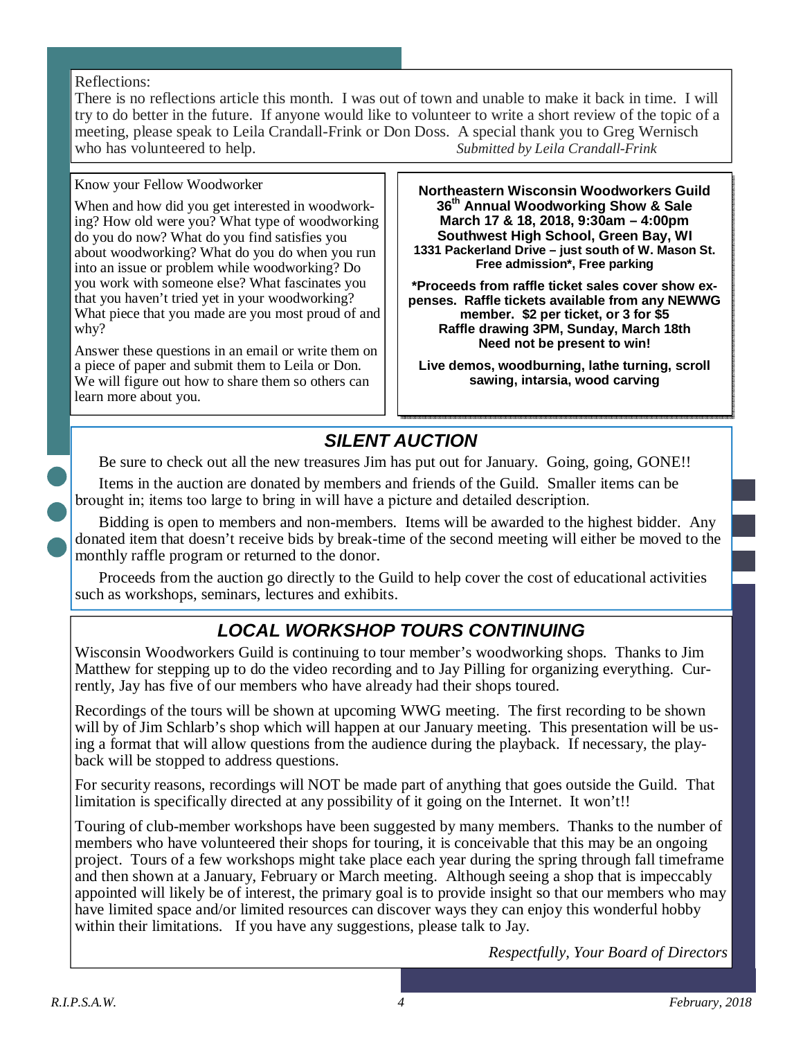Reflections:

There is no reflections article this month. I was out of town and unable to make it back in time. I will try to do better in the future. If anyone would like to volunteer to write a short review of the topic of a meeting, please speak to Leila Crandall-Frink or Don Doss. A special thank you to Greg Wernisch who has volunteered to help. *Submitted by Leila Crandall-Frink*

Know your Fellow Woodworker

When and how did you get interested in woodworking? How old were you? What type of woodworking do you do now? What do you find satisfies you about woodworking? What do you do when you run into an issue or problem while woodworking? Do you work with someone else? What fascinates you that you haven't tried yet in your woodworking? What piece that you made are you most proud of and why?

Answer these questions in an email or write them on a piece of paper and submit them to Leila or Don. We will figure out how to share them so others can learn more about you.

**Northeastern Wisconsin Woodworkers Guild**
**36th Annual Woodworking Show & Sale**
**March 17 & 18, 2018, 9:30am – 4:00pm**
**Southwest High School, Green Bay, WI**
**1331 Packerland Drive – just south of W. Mason St.**
**Free admission*, Free parking**

***Proceeds from raffle ticket sales cover show expenses. Raffle tickets available from any NEWWG member. $2 per ticket, or 3 for $5**
**Raffle drawing 3PM, Sunday, March 18th**
**Need not be present to win!**

**Live demos, woodburning, lathe turning, scroll sawing, intarsia, wood carving**

## *SILENT AUCTION*

Be sure to check out all the new treasures Jim has put out for January. Going, going, GONE!!

Items in the auction are donated by members and friends of the Guild. Smaller items can be brought in; items too large to bring in will have a picture and detailed description.

Bidding is open to members and non-members. Items will be awarded to the highest bidder. Any donated item that doesn't receive bids by break-time of the second meeting will either be moved to the monthly raffle program or returned to the donor.

Proceeds from the auction go directly to the Guild to help cover the cost of educational activities such as workshops, seminars, lectures and exhibits.

## *LOCAL WORKSHOP TOURS CONTINUING*

Wisconsin Woodworkers Guild is continuing to tour member's woodworking shops. Thanks to Jim Matthew for stepping up to do the video recording and to Jay Pilling for organizing everything. Currently, Jay has five of our members who have already had their shops toured.

Recordings of the tours will be shown at upcoming WWG meeting. The first recording to be shown will by of Jim Schlarb's shop which will happen at our January meeting. This presentation will be using a format that will allow questions from the audience during the playback. If necessary, the playback will be stopped to address questions.

For security reasons, recordings will NOT be made part of anything that goes outside the Guild. That limitation is specifically directed at any possibility of it going on the Internet. It won't!!

Touring of club-member workshops have been suggested by many members. Thanks to the number of members who have volunteered their shops for touring, it is conceivable that this may be an ongoing project. Tours of a few workshops might take place each year during the spring through fall timeframe and then shown at a January, February or March meeting. Although seeing a shop that is impeccably appointed will likely be of interest, the primary goal is to provide insight so that our members who may have limited space and/or limited resources can discover ways they can enjoy this wonderful hobby within their limitations. If you have any suggestions, please talk to Jay.

*Respectfully, Your Board of Directors*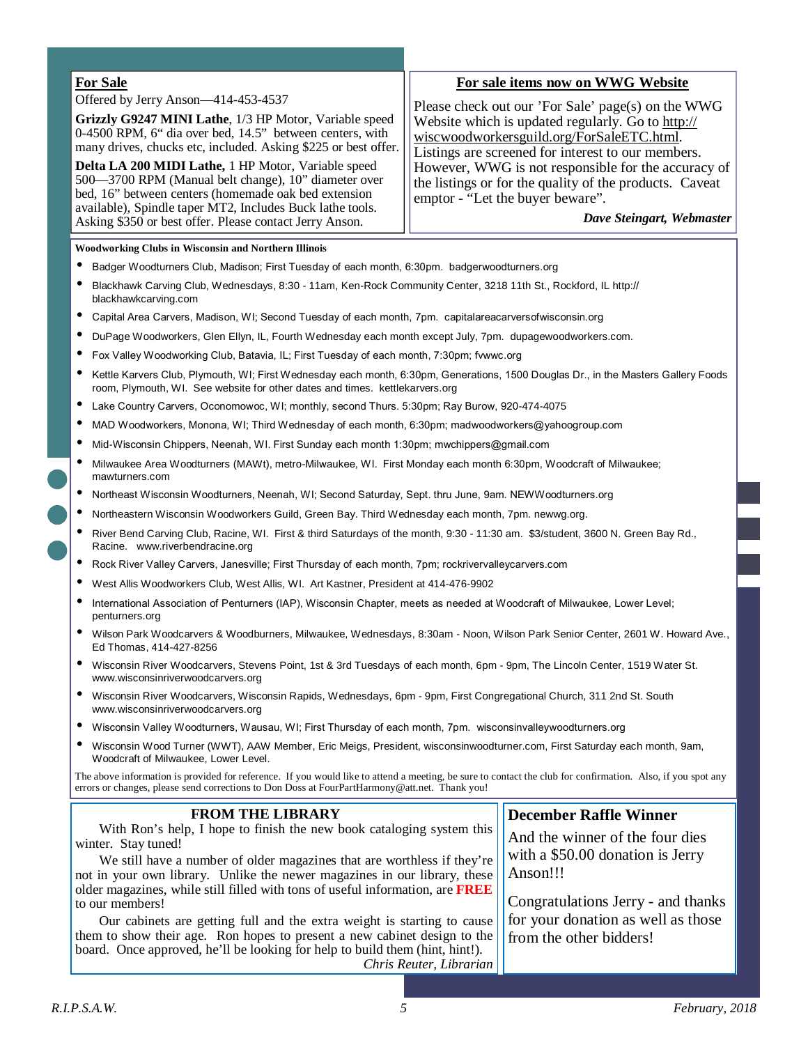## For Sale

Offered by Jerry Anson—414-453-4537

**Grizzly G9247 MINI Lathe**, 1/3 HP Motor, Variable speed 0-4500 RPM, 6" dia over bed, 14.5" between centers, with many drives, chucks etc, included. Asking $225 or best offer.

**Delta LA 200 MIDI Lathe,** 1 HP Motor, Variable speed 500—3700 RPM (Manual belt change), 10" diameter over bed, 16" between centers (homemade oak bed extension available), Spindle taper MT2, Includes Buck lathe tools. Asking $350 or best offer. Please contact Jerry Anson.

## For sale items now on WWG Website

Please check out our 'For Sale' page(s) on the WWG Website which is updated regularly. Go to http://wiscwoodworkersguild.org/ForSaleETC.html. Listings are screened for interest to our members. However, WWG is not responsible for the accuracy of the listings or for the quality of the products. Caveat emptor - "Let the buyer beware".

***Dave Steingart, Webmaster***

### Woodworking Clubs in Wisconsin and Northern Illinois

- Badger Woodturners Club, Madison; First Tuesday of each month, 6:30pm. badgerwoodturners.org
- Blackhawk Carving Club, Wednesdays, 8:30 - 11am, Ken-Rock Community Center, 3218 11th St., Rockford, IL http://blackhawkcarving.com
- Capital Area Carvers, Madison, WI; Second Tuesday of each month, 7pm. capitalareacarversofwisconsin.org
- DuPage Woodworkers, Glen Ellyn, IL, Fourth Wednesday each month except July, 7pm. dupagewoodworkers.com.
- Fox Valley Woodworking Club, Batavia, IL; First Tuesday of each month, 7:30pm; fvwwc.org
- Kettle Karvers Club, Plymouth, WI; First Wednesday each month, 6:30pm, Generations, 1500 Douglas Dr., in the Masters Gallery Foods room, Plymouth, WI. See website for other dates and times. kettlekarvers.org
- Lake Country Carvers, Oconomowoc, WI; monthly, second Thurs. 5:30pm; Ray Burow, 920-474-4075
- MAD Woodworkers, Monona, WI; Third Wednesday of each month, 6:30pm; madwoodworkers@yahoogroup.com
- Mid-Wisconsin Chippers, Neenah, WI. First Sunday each month 1:30pm; mwchippers@gmail.com
- Milwaukee Area Woodturners (MAWt), metro-Milwaukee, WI. First Monday each month 6:30pm, Woodcraft of Milwaukee; mawturners.com
- Northeast Wisconsin Woodturners, Neenah, WI; Second Saturday, Sept. thru June, 9am. NEWWoodturners.org
- Northeastern Wisconsin Woodworkers Guild, Green Bay. Third Wednesday each month, 7pm. newwg.org.
- River Bend Carving Club, Racine, WI. First & third Saturdays of the month, 9:30 - 11:30 am. $3/student, 3600 N. Green Bay Rd., Racine. www.riverbendracine.org
- Rock River Valley Carvers, Janesville; First Thursday of each month, 7pm; rockrivervalleycarvers.com
- West Allis Woodworkers Club, West Allis, WI. Art Kastner, President at 414-476-9902
- International Association of Penturners (IAP), Wisconsin Chapter, meets as needed at Woodcraft of Milwaukee, Lower Level; penturners.org
- Wilson Park Woodcarvers & Woodburners, Milwaukee, Wednesdays, 8:30am - Noon, Wilson Park Senior Center, 2601 W. Howard Ave., Ed Thomas, 414-427-8256
- Wisconsin River Woodcarvers, Stevens Point, 1st & 3rd Tuesdays of each month, 6pm - 9pm, The Lincoln Center, 1519 Water St. www.wisconsinriverwoodcarvers.org
- Wisconsin River Woodcarvers, Wisconsin Rapids, Wednesdays, 6pm - 9pm, First Congregational Church, 311 2nd St. South www.wisconsinriverwoodcarvers.org
- Wisconsin Valley Woodturners, Wausau, WI; First Thursday of each month, 7pm. wisconsinvalleywoodturners.org
- Wisconsin Wood Turner (WWT), AAW Member, Eric Meigs, President, wisconsinwoodturner.com, First Saturday each month, 9am, Woodcraft of Milwaukee, Lower Level.

The above information is provided for reference. If you would like to attend a meeting, be sure to contact the club for confirmation. Also, if you spot any errors or changes, please send corrections to Don Doss at FourPartHarmony@att.net. Thank you!

## FROM THE LIBRARY

With Ron's help, I hope to finish the new book cataloging system this winter. Stay tuned!

We still have a number of older magazines that are worthless if they're not in your own library. Unlike the newer magazines in our library, these older magazines, while still filled with tons of useful information, are **FREE** to our members!

Our cabinets are getting full and the extra weight is starting to cause them to show their age. Ron hopes to present a new cabinet design to the board. Once approved, he'll be looking for help to build them (hint, hint!).

*Chris Reuter, Librarian*

## December Raffle Winner

And the winner of the four dies with a $50.00 donation is Jerry Anson!!!

Congratulations Jerry - and thanks for your donation as well as those from the other bidders!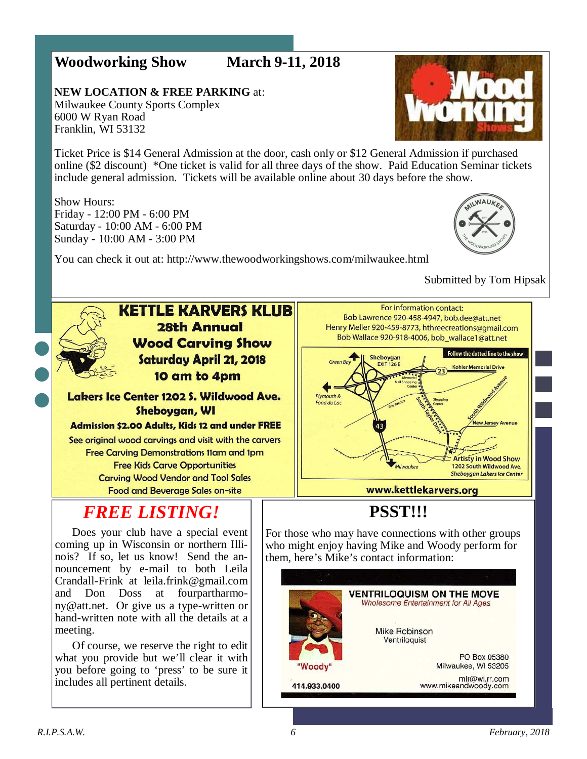## Woodworking Show — March 9-11, 2018

**NEW LOCATION & FREE PARKING** at:
Milwaukee County Sports Complex
6000 W Ryan Road
Franklin, WI 53132

Ticket Price is $14 General Admission at the door, cash only or $12 General Admission if purchased online ($2 discount) *One ticket is valid for all three days of the show. Paid Education Seminar tickets include general admission. Tickets will be available online about 30 days before the show.

Show Hours:
Friday - 12:00 PM - 6:00 PM
Saturday - 10:00 AM - 6:00 PM
Sunday - 10:00 AM - 3:00 PM

You can check it out at: http://www.thewoodworkingshows.com/milwaukee.html

Submitted by Tom Hipsak

## KETTLE KARVERS KLUB

### 28th Annual Wood Carving Show

**Saturday April 21, 2018**
**10 am to 4pm**

**Lakers Ice Center 1202 S. Wildwood Ave. Sheboygan, WI**

**Admission $2.00 Adults, Kids 12 and under FREE**

See original wood carvings and visit with the carvers
Free Carving Demonstrations 11am and 1pm
Free Kids Carve Opportunities
Carving Wood Vendor and Tool Sales
Food and Beverage Sales on-site

For information contact:
Bob Lawrence 920-458-4947, bob.dee@att.net
Henry Meller 920-459-8773, hthreecreations@gmail.com
Bob Wallace 920-918-4006, bob_wallace1@att.net

Follow the dotted line to the show
Green Bay
Sheboygan EXIT 126 E
23
Kohler Memorial Drive
Memorial Mall Shopping Center
Plymouth & Fond du Lac
Erie Avenue
South Taylor Drive
Shopping Center
South Wildwood Avenue
New Jersey Avenue
43
Milwaukee
Artistry in Wood Show
1202 South Wildwood Ave.
Sheboygan Lakers Ice Center

www.kettlekarvers.org

## *FREE LISTING!*

Does your club have a special event coming up in Wisconsin or northern Illinois? If so, let us know! Send the announcement by e-mail to both Leila Crandall-Frink at leila.frink@gmail.com and Don Doss at fourpartharmony@att.net. Or give us a type-written or hand-written note with all the details at a meeting.

Of course, we reserve the right to edit what you provide but we'll clear it with you before going to 'press' to be sure it includes all pertinent details.

## PSST!!!

For those who may have connections with other groups who might enjoy having Mike and Woody perform for them, here's Mike's contact information:

**VENTRILOQUISM ON THE MOVE**
*Wholesome Entertainment for All Ages*

"Woody"

Mike Robinson
Ventriloquist

PO Box 05380
Milwaukee, WI 53205

414.933.0400

mlr@wi.rr.com
www.mikeandwoody.com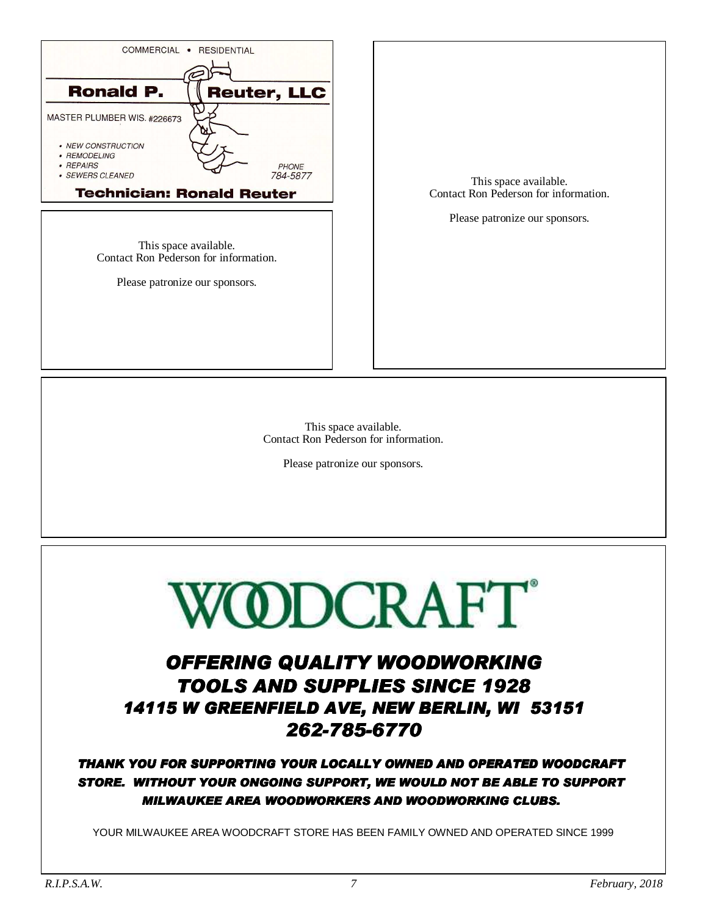COMMERCIAL • RESIDENTIAL

**Ronald P. Reuter, LLC**

MASTER PLUMBER WIS. #226673

- *NEW CONSTRUCTION*
- *REMODELING*
- *REPAIRS*
- *SEWERS CLEANED*

PHONE
784-5877

**Technician: Ronald Reuter**

This space available.
Contact Ron Pederson for information.

Please patronize our sponsors.

This space available.
Contact Ron Pederson for information.

Please patronize our sponsors.

This space available.
Contact Ron Pederson for information.

Please patronize our sponsors.

# WOODCRAFT®

## *OFFERING QUALITY WOODWORKING TOOLS AND SUPPLIES SINCE 1928*
## *14115 W GREENFIELD AVE, NEW BERLIN, WI 53151*
## *262-785-6770*

***THANK YOU FOR SUPPORTING YOUR LOCALLY OWNED AND OPERATED WOODCRAFT STORE. WITHOUT YOUR ONGOING SUPPORT, WE WOULD NOT BE ABLE TO SUPPORT MILWAUKEE AREA WOODWORKERS AND WOODWORKING CLUBS.***

YOUR MILWAUKEE AREA WOODCRAFT STORE HAS BEEN FAMILY OWNED AND OPERATED SINCE 1999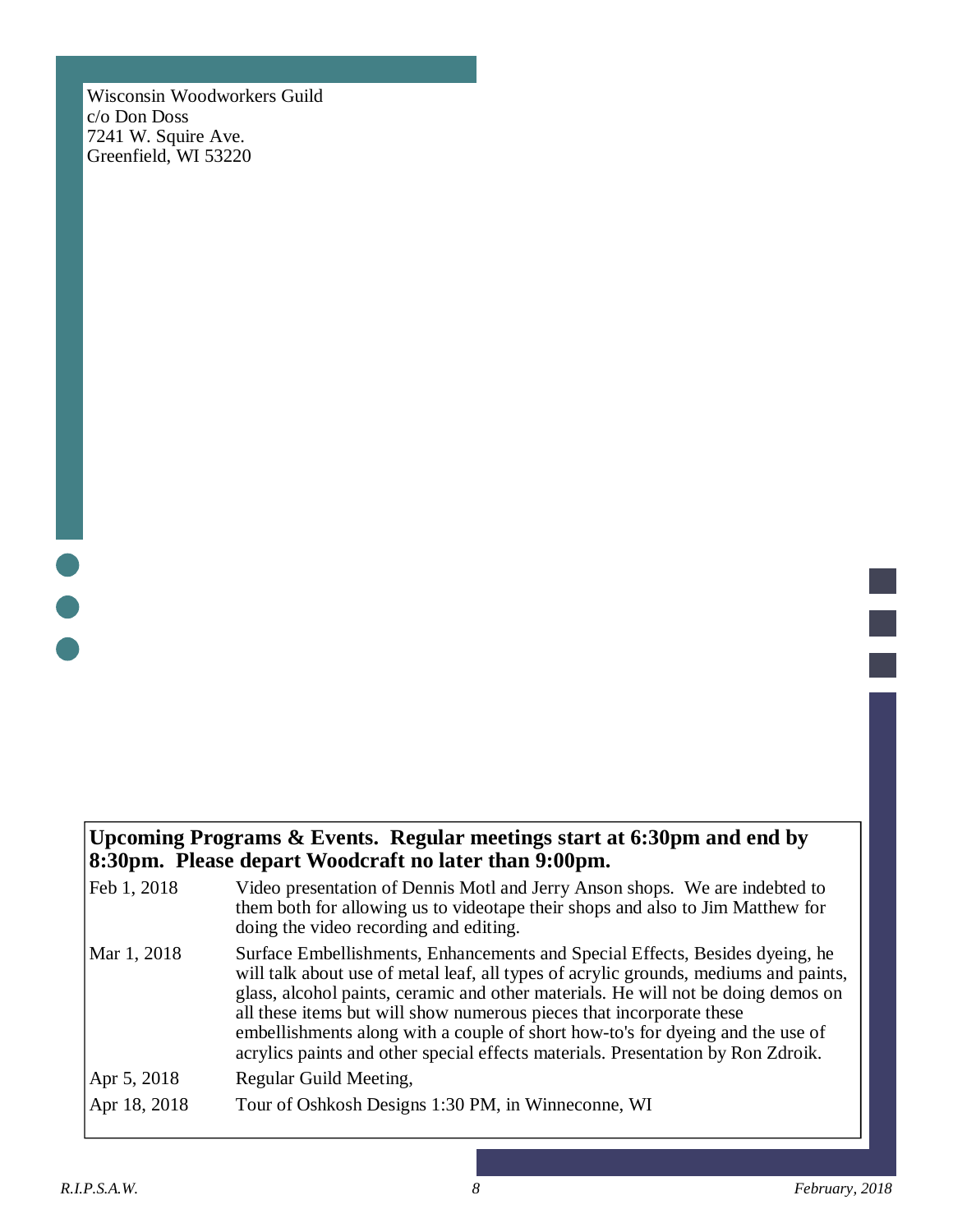Wisconsin Woodworkers Guild
c/o Don Doss
7241 W. Squire Ave.
Greenfield, WI 53220

**Upcoming Programs & Events. Regular meetings start at 6:30pm and end by 8:30pm. Please depart Woodcraft no later than 9:00pm.**

| | |
|---|---|
| Feb 1, 2018 | Video presentation of Dennis Motl and Jerry Anson shops. We are indebted to them both for allowing us to videotape their shops and also to Jim Matthew for doing the video recording and editing. |
| Mar 1, 2018 | Surface Embellishments, Enhancements and Special Effects, Besides dyeing, he will talk about use of metal leaf, all types of acrylic grounds, mediums and paints, glass, alcohol paints, ceramic and other materials. He will not be doing demos on all these items but will show numerous pieces that incorporate these embellishments along with a couple of short how-to's for dyeing and the use of acrylics paints and other special effects materials. Presentation by Ron Zdroik. |
| Apr 5, 2018 | Regular Guild Meeting, |
| Apr 18, 2018 | Tour of Oshkosh Designs 1:30 PM, in Winneconne, WI |